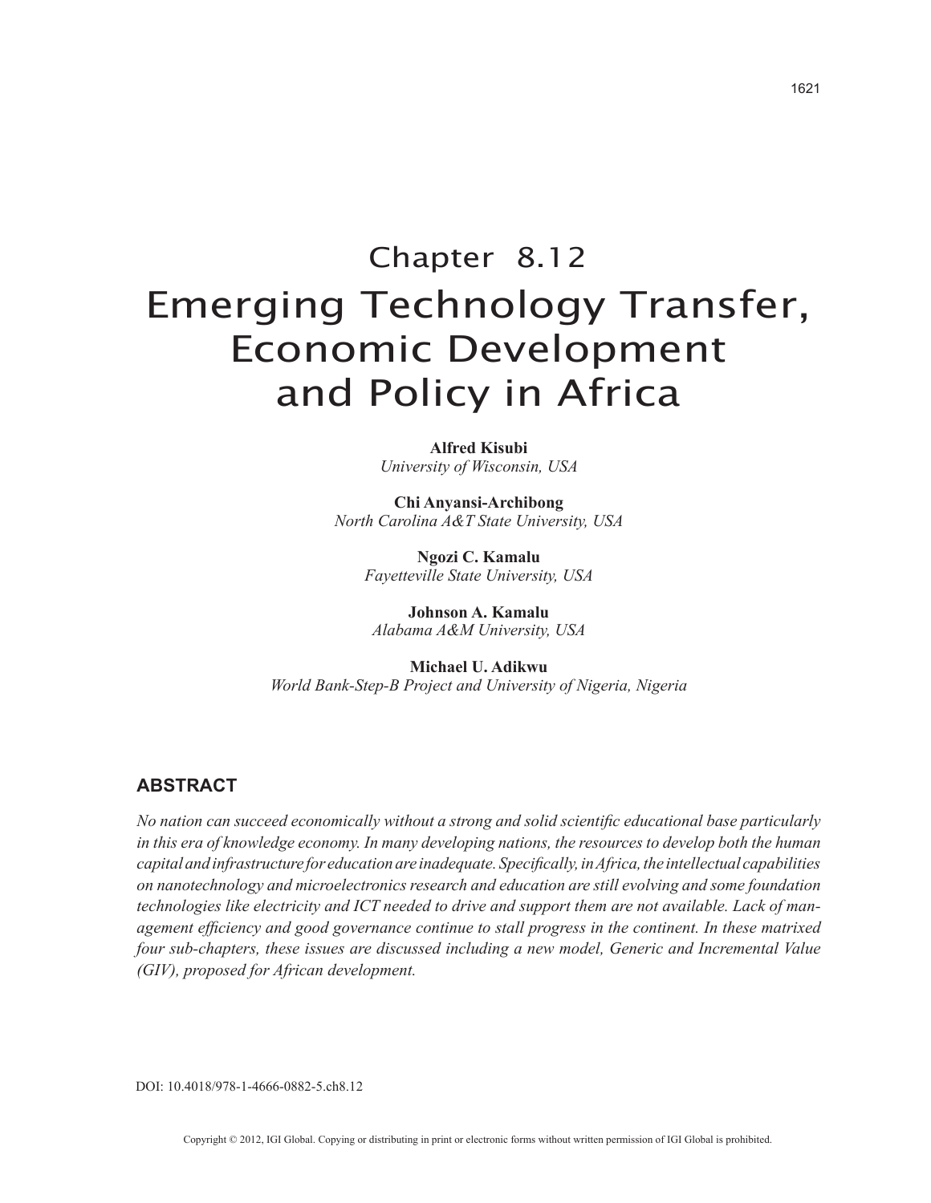# Chapter 8.12
# Emerging Technology Transfer, Economic Development and Policy in Africa

**Alfred Kisubi**
*University of Wisconsin, USA*

**Chi Anyansi-Archibong**
*North Carolina A&T State University, USA*

**Ngozi C. Kamalu**
*Fayetteville State University, USA*

**Johnson A. Kamalu**
*Alabama A&M University, USA*

**Michael U. Adikwu**
*World Bank-Step-B Project and University of Nigeria, Nigeria*

## ABSTRACT

*No nation can succeed economically without a strong and solid scientific educational base particularly in this era of knowledge economy. In many developing nations, the resources to develop both the human capital and infrastructure for education are inadequate. Specifically, in Africa, the intellectual capabilities on nanotechnology and microelectronics research and education are still evolving and some foundation technologies like electricity and ICT needed to drive and support them are not available. Lack of management efficiency and good governance continue to stall progress in the continent. In these matrixed four sub-chapters, these issues are discussed including a new model, Generic and Incremental Value (GIV), proposed for African development.*

DOI: 10.4018/978-1-4666-0882-5.ch8.12

Copyright © 2012, IGI Global. Copying or distributing in print or electronic forms without written permission of IGI Global is prohibited.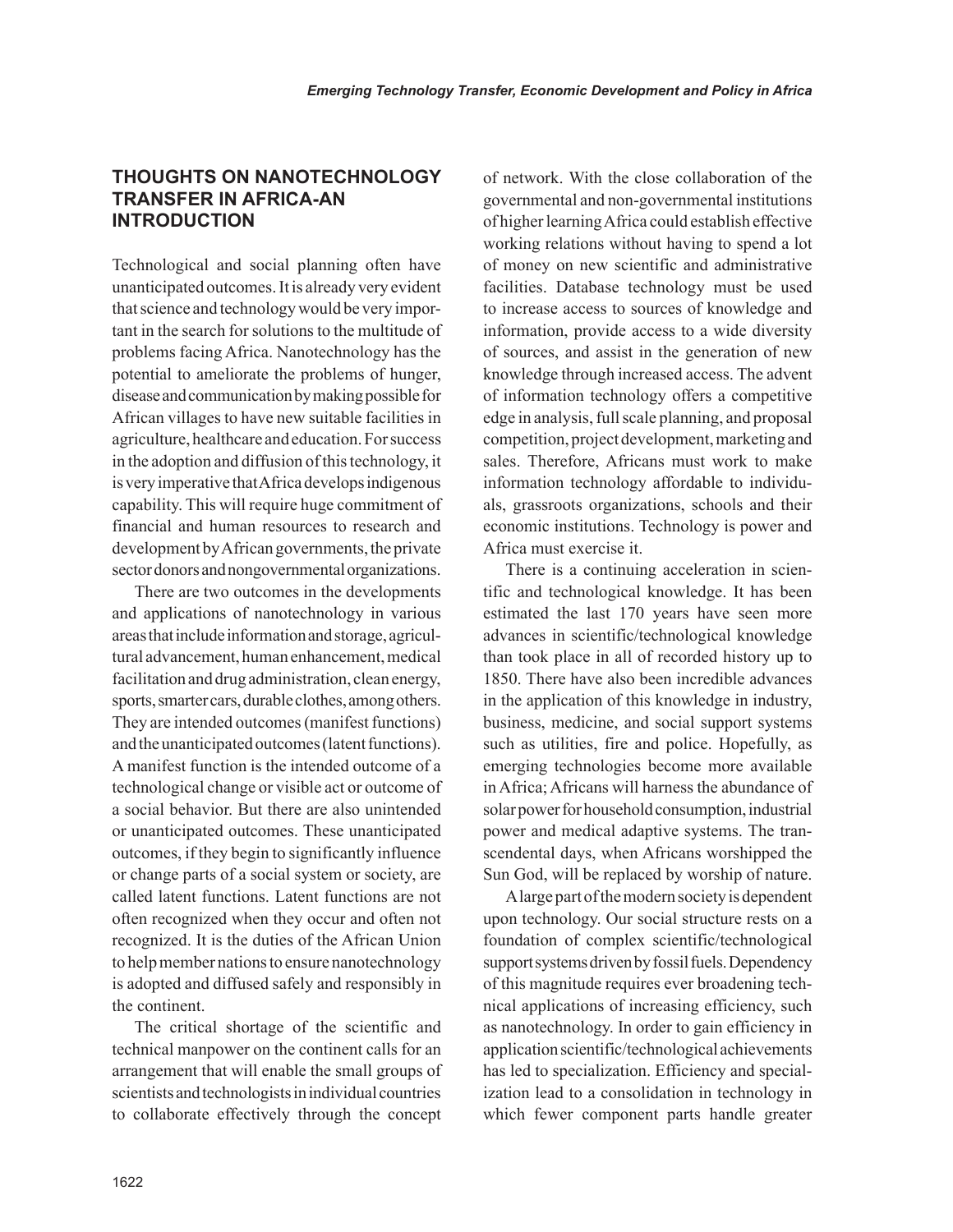## THOUGHTS ON NANOTECHNOLOGY TRANSFER IN AFRICA-AN INTRODUCTION

Technological and social planning often have unanticipated outcomes. It is already very evident that science and technology would be very important in the search for solutions to the multitude of problems facing Africa. Nanotechnology has the potential to ameliorate the problems of hunger, disease and communication by making possible for African villages to have new suitable facilities in agriculture, healthcare and education. For success in the adoption and diffusion of this technology, it is very imperative that Africa develops indigenous capability. This will require huge commitment of financial and human resources to research and development by African governments, the private sector donors and nongovernmental organizations.

There are two outcomes in the developments and applications of nanotechnology in various areas that include information and storage, agricultural advancement, human enhancement, medical facilitation and drug administration, clean energy, sports, smarter cars, durable clothes, among others. They are intended outcomes (manifest functions) and the unanticipated outcomes (latent functions). A manifest function is the intended outcome of a technological change or visible act or outcome of a social behavior. But there are also unintended or unanticipated outcomes. These unanticipated outcomes, if they begin to significantly influence or change parts of a social system or society, are called latent functions. Latent functions are not often recognized when they occur and often not recognized. It is the duties of the African Union to help member nations to ensure nanotechnology is adopted and diffused safely and responsibly in the continent.

The critical shortage of the scientific and technical manpower on the continent calls for an arrangement that will enable the small groups of scientists and technologists in individual countries to collaborate effectively through the concept of network. With the close collaboration of the governmental and non-governmental institutions of higher learning Africa could establish effective working relations without having to spend a lot of money on new scientific and administrative facilities. Database technology must be used to increase access to sources of knowledge and information, provide access to a wide diversity of sources, and assist in the generation of new knowledge through increased access. The advent of information technology offers a competitive edge in analysis, full scale planning, and proposal competition, project development, marketing and sales. Therefore, Africans must work to make information technology affordable to individuals, grassroots organizations, schools and their economic institutions. Technology is power and Africa must exercise it.

There is a continuing acceleration in scientific and technological knowledge. It has been estimated the last 170 years have seen more advances in scientific/technological knowledge than took place in all of recorded history up to 1850. There have also been incredible advances in the application of this knowledge in industry, business, medicine, and social support systems such as utilities, fire and police. Hopefully, as emerging technologies become more available in Africa; Africans will harness the abundance of solar power for household consumption, industrial power and medical adaptive systems. The transcendental days, when Africans worshipped the Sun God, will be replaced by worship of nature.

A large part of the modern society is dependent upon technology. Our social structure rests on a foundation of complex scientific/technological support systems driven by fossil fuels. Dependency of this magnitude requires ever broadening technical applications of increasing efficiency, such as nanotechnology. In order to gain efficiency in application scientific/technological achievements has led to specialization. Efficiency and specialization lead to a consolidation in technology in which fewer component parts handle greater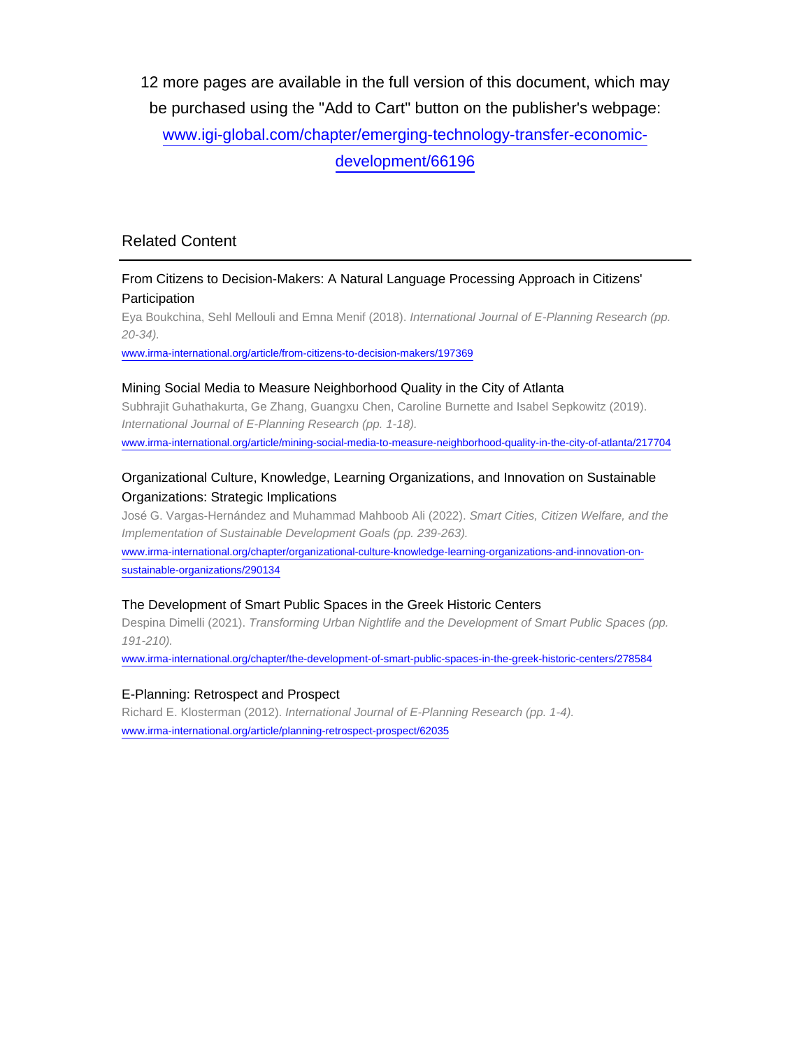12 more pages are available in the full version of this document, which may be purchased using the "Add to Cart" button on the publisher's webpage: [www.igi-global.com/chapter/emerging-technology-transfer-economic-development/66196](www.igi-global.com/chapter/emerging-technology-transfer-economic-development/66196)

## Related Content

From Citizens to Decision-Makers: A Natural Language Processing Approach in Citizens' Participation

Eya Boukchina, Sehl Mellouli and Emna Menif (2018). *International Journal of E-Planning Research (pp. 20-34).*

[www.irma-international.org/article/from-citizens-to-decision-makers/197369](www.irma-international.org/article/from-citizens-to-decision-makers/197369)

Mining Social Media to Measure Neighborhood Quality in the City of Atlanta

Subhrajit Guhathakurta, Ge Zhang, Guangxu Chen, Caroline Burnette and Isabel Sepkowitz (2019). *International Journal of E-Planning Research (pp. 1-18).*

[www.irma-international.org/article/mining-social-media-to-measure-neighborhood-quality-in-the-city-of-atlanta/217704](www.irma-international.org/article/mining-social-media-to-measure-neighborhood-quality-in-the-city-of-atlanta/217704)

Organizational Culture, Knowledge, Learning Organizations, and Innovation on Sustainable Organizations: Strategic Implications

José G. Vargas-Hernández and Muhammad Mahboob Ali (2022). *Smart Cities, Citizen Welfare, and the Implementation of Sustainable Development Goals (pp. 239-263).*

[www.irma-international.org/chapter/organizational-culture-knowledge-learning-organizations-and-innovation-on-sustainable-organizations/290134](www.irma-international.org/chapter/organizational-culture-knowledge-learning-organizations-and-innovation-on-sustainable-organizations/290134)

The Development of Smart Public Spaces in the Greek Historic Centers

Despina Dimelli (2021). *Transforming Urban Nightlife and the Development of Smart Public Spaces (pp. 191-210).*

[www.irma-international.org/chapter/the-development-of-smart-public-spaces-in-the-greek-historic-centers/278584](www.irma-international.org/chapter/the-development-of-smart-public-spaces-in-the-greek-historic-centers/278584)

E-Planning: Retrospect and Prospect

Richard E. Klosterman (2012). *International Journal of E-Planning Research (pp. 1-4).*

[www.irma-international.org/article/planning-retrospect-prospect/62035](www.irma-international.org/article/planning-retrospect-prospect/62035)